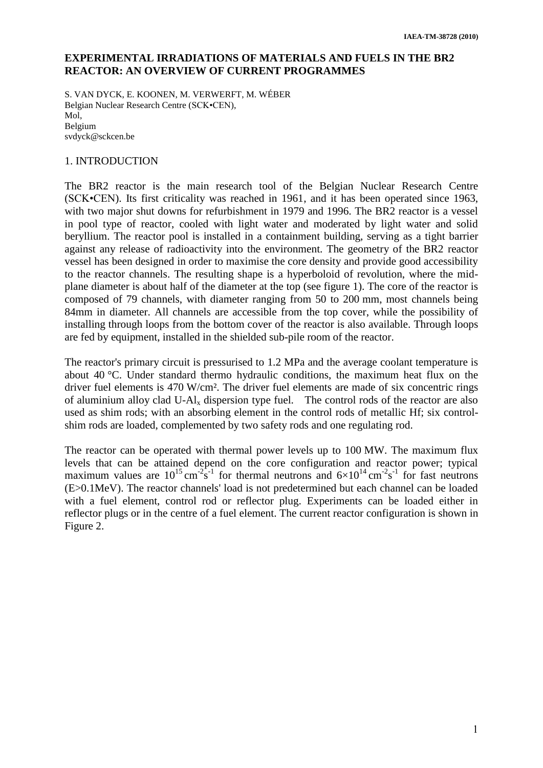# EXPERIMENTAL IRRADIATIONS OF MATERIALS AND FUELS IN THE BR2 REACTOR: AN OVERVIEW OF CURRENT PROGRAMMES

S. VAN DYCK, E. KOONEN, M. VERWERFT, M. WÉBER
Belgian Nuclear Research Centre (SCK•CEN),
Mol,
Belgium
svdyck@sckcen.be

## 1. INTRODUCTION

The BR2 reactor is the main research tool of the Belgian Nuclear Research Centre (SCK•CEN). Its first criticality was reached in 1961, and it has been operated since 1963, with two major shut downs for refurbishment in 1979 and 1996. The BR2 reactor is a vessel in pool type of reactor, cooled with light water and moderated by light water and solid beryllium. The reactor pool is installed in a containment building, serving as a tight barrier against any release of radioactivity into the environment. The geometry of the BR2 reactor vessel has been designed in order to maximise the core density and provide good accessibility to the reactor channels. The resulting shape is a hyperboloid of revolution, where the mid-plane diameter is about half of the diameter at the top (see figure 1). The core of the reactor is composed of 79 channels, with diameter ranging from 50 to 200 mm, most channels being 84mm in diameter. All channels are accessible from the top cover, while the possibility of installing through loops from the bottom cover of the reactor is also available. Through loops are fed by equipment, installed in the shielded sub-pile room of the reactor.

The reactor's primary circuit is pressurised to 1.2 MPa and the average coolant temperature is about 40 °C. Under standard thermo hydraulic conditions, the maximum heat flux on the driver fuel elements is 470 W/cm². The driver fuel elements are made of six concentric rings of aluminium alloy clad U-$Al_x$ dispersion type fuel. The control rods of the reactor are also used as shim rods; with an absorbing element in the control rods of metallic Hf; six control-shim rods are loaded, complemented by two safety rods and one regulating rod.

The reactor can be operated with thermal power levels up to 100 MW. The maximum flux levels that can be attained depend on the core configuration and reactor power; typical maximum values are $10^{15}\,cm^{-2}s^{-1}$ for thermal neutrons and $6\times10^{14}\,cm^{-2}s^{-1}$ for fast neutrons (E>0.1MeV). The reactor channels' load is not predetermined but each channel can be loaded with a fuel element, control rod or reflector plug. Experiments can be loaded either in reflector plugs or in the centre of a fuel element. The current reactor configuration is shown in Figure 2.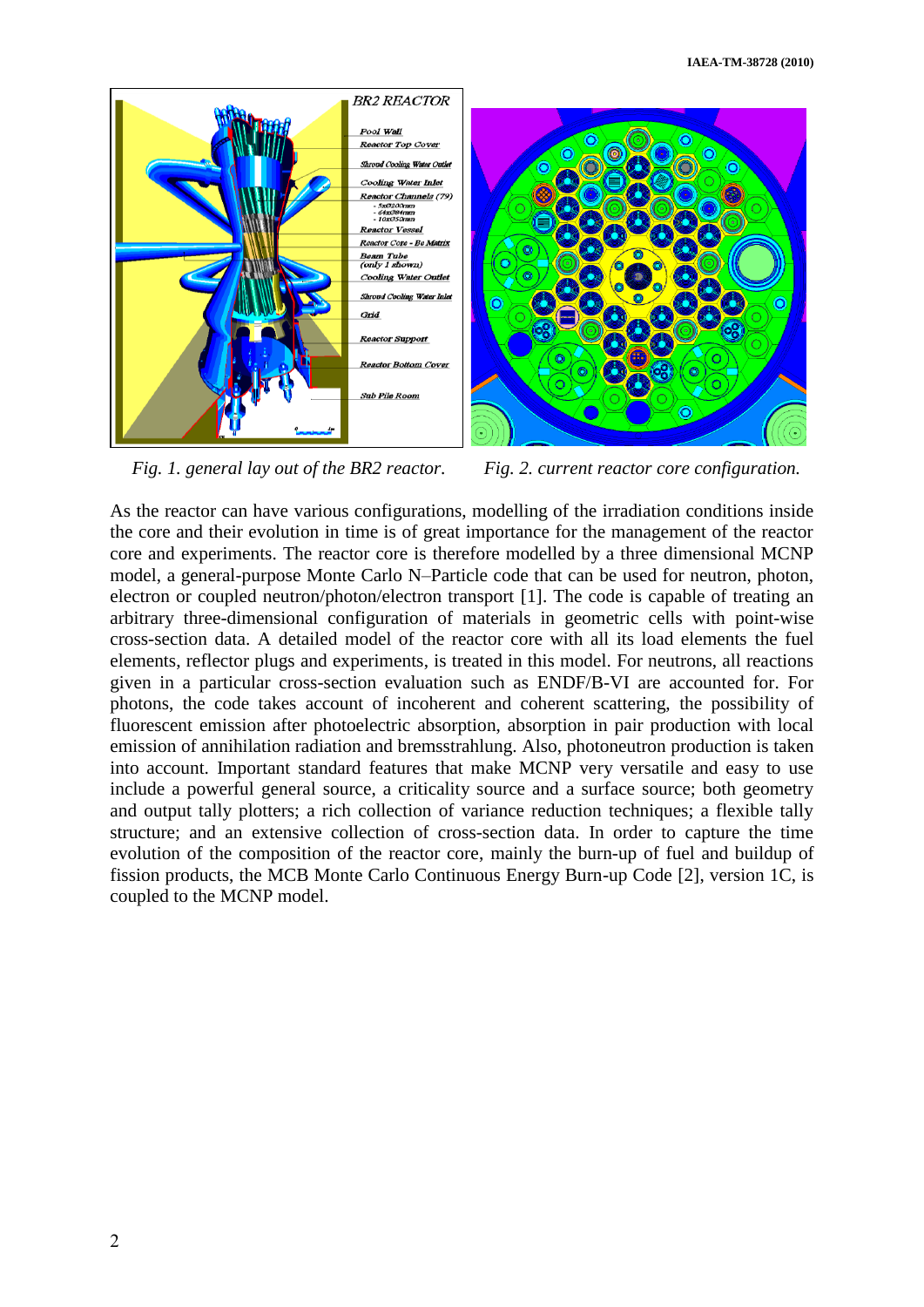*Fig. 1. general lay out of the BR2 reactor.*

*Fig. 2. current reactor core configuration.*

As the reactor can have various configurations, modelling of the irradiation conditions inside the core and their evolution in time is of great importance for the management of the reactor core and experiments. The reactor core is therefore modelled by a three dimensional MCNP model, a general-purpose Monte Carlo N–Particle code that can be used for neutron, photon, electron or coupled neutron/photon/electron transport [1]. The code is capable of treating an arbitrary three-dimensional configuration of materials in geometric cells with point-wise cross-section data. A detailed model of the reactor core with all its load elements the fuel elements, reflector plugs and experiments, is treated in this model. For neutrons, all reactions given in a particular cross-section evaluation such as ENDF/B-VI are accounted for. For photons, the code takes account of incoherent and coherent scattering, the possibility of fluorescent emission after photoelectric absorption, absorption in pair production with local emission of annihilation radiation and bremsstrahlung. Also, photoneutron production is taken into account. Important standard features that make MCNP very versatile and easy to use include a powerful general source, a criticality source and a surface source; both geometry and output tally plotters; a rich collection of variance reduction techniques; a flexible tally structure; and an extensive collection of cross-section data. In order to capture the time evolution of the composition of the reactor core, mainly the burn-up of fuel and buildup of fission products, the MCB Monte Carlo Continuous Energy Burn-up Code [2], version 1C, is coupled to the MCNP model.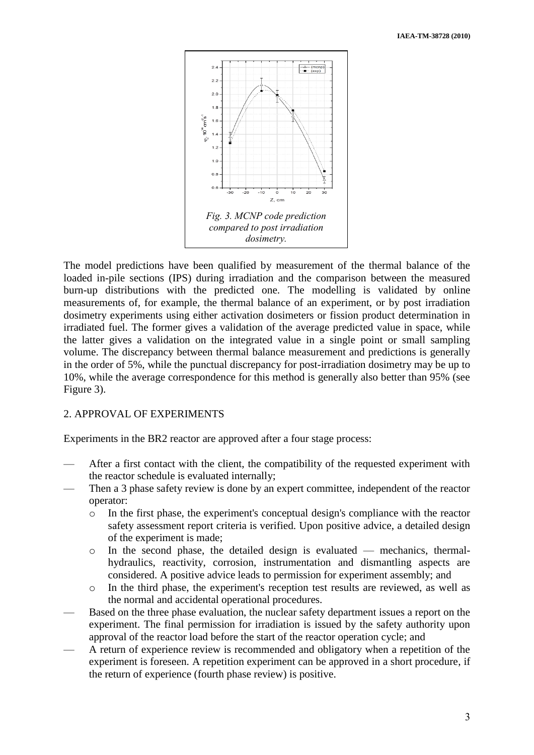*Fig. 3. MCNP code prediction compared to post irradiation dosimetry.*

The model predictions have been qualified by measurement of the thermal balance of the loaded in-pile sections (IPS) during irradiation and the comparison between the measured burn-up distributions with the predicted one. The modelling is validated by online measurements of, for example, the thermal balance of an experiment, or by post irradiation dosimetry experiments using either activation dosimeters or fission product determination in irradiated fuel. The former gives a validation of the average predicted value in space, while the latter gives a validation on the integrated value in a single point or small sampling volume. The discrepancy between thermal balance measurement and predictions is generally in the order of 5%, while the punctual discrepancy for post-irradiation dosimetry may be up to 10%, while the average correspondence for this method is generally also better than 95% (see Figure 3).

## 2. APPROVAL OF EXPERIMENTS

Experiments in the BR2 reactor are approved after a four stage process:

- After a first contact with the client, the compatibility of the requested experiment with the reactor schedule is evaluated internally;
- Then a 3 phase safety review is done by an expert committee, independent of the reactor operator:
  - In the first phase, the experiment's conceptual design's compliance with the reactor safety assessment report criteria is verified. Upon positive advice, a detailed design of the experiment is made;
  - In the second phase, the detailed design is evaluated — mechanics, thermal-hydraulics, reactivity, corrosion, instrumentation and dismantling aspects are considered. A positive advice leads to permission for experiment assembly; and
  - In the third phase, the experiment's reception test results are reviewed, as well as the normal and accidental operational procedures.
- Based on the three phase evaluation, the nuclear safety department issues a report on the experiment. The final permission for irradiation is issued by the safety authority upon approval of the reactor load before the start of the reactor operation cycle; and
- A return of experience review is recommended and obligatory when a repetition of the experiment is foreseen. A repetition experiment can be approved in a short procedure, if the return of experience (fourth phase review) is positive.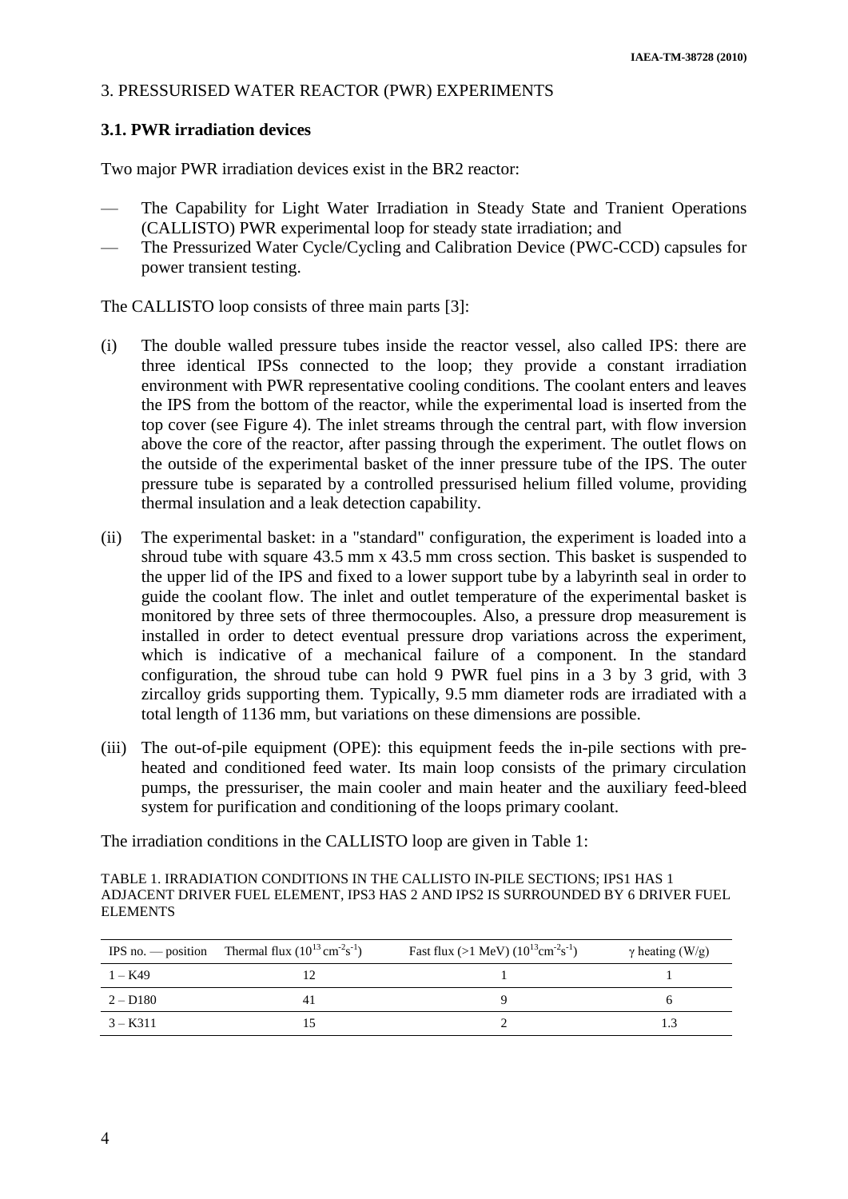## 3. PRESSURISED WATER REACTOR (PWR) EXPERIMENTS

### 3.1. PWR irradiation devices

Two major PWR irradiation devices exist in the BR2 reactor:

- The Capability for Light Water Irradiation in Steady State and Tranient Operations (CALLISTO) PWR experimental loop for steady state irradiation; and
- The Pressurized Water Cycle/Cycling and Calibration Device (PWC-CCD) capsules for power transient testing.

The CALLISTO loop consists of three main parts [3]:

(i) The double walled pressure tubes inside the reactor vessel, also called IPS: there are three identical IPSs connected to the loop; they provide a constant irradiation environment with PWR representative cooling conditions. The coolant enters and leaves the IPS from the bottom of the reactor, while the experimental load is inserted from the top cover (see Figure 4). The inlet streams through the central part, with flow inversion above the core of the reactor, after passing through the experiment. The outlet flows on the outside of the experimental basket of the inner pressure tube of the IPS. The outer pressure tube is separated by a controlled pressurised helium filled volume, providing thermal insulation and a leak detection capability.

(ii) The experimental basket: in a "standard" configuration, the experiment is loaded into a shroud tube with square 43.5 mm x 43.5 mm cross section. This basket is suspended to the upper lid of the IPS and fixed to a lower support tube by a labyrinth seal in order to guide the coolant flow. The inlet and outlet temperature of the experimental basket is monitored by three sets of three thermocouples. Also, a pressure drop measurement is installed in order to detect eventual pressure drop variations across the experiment, which is indicative of a mechanical failure of a component. In the standard configuration, the shroud tube can hold 9 PWR fuel pins in a 3 by 3 grid, with 3 zircalloy grids supporting them. Typically, 9.5 mm diameter rods are irradiated with a total length of 1136 mm, but variations on these dimensions are possible.

(iii) The out-of-pile equipment (OPE): this equipment feeds the in-pile sections with pre-heated and conditioned feed water. Its main loop consists of the primary circulation pumps, the pressuriser, the main cooler and main heater and the auxiliary feed-bleed system for purification and conditioning of the loops primary coolant.

The irradiation conditions in the CALLISTO loop are given in Table 1:

TABLE 1. IRRADIATION CONDITIONS IN THE CALLISTO IN-PILE SECTIONS; IPS1 HAS 1 ADJACENT DRIVER FUEL ELEMENT, IPS3 HAS 2 AND IPS2 IS SURROUNDED BY 6 DRIVER FUEL ELEMENTS

| IPS no. — position | Thermal flux ($10^{13}$ cm$^{-2}$s$^{-1}$) | Fast flux (>1 MeV) ($10^{13}$cm$^{-2}$s$^{-1}$) | $\gamma$ heating (W/g) |
|---|---|---|---|
| 1 – K49 | 12 | 1 | 1 |
| 2 – D180 | 41 | 9 | 6 |
| 3 – K311 | 15 | 2 | 1.3 |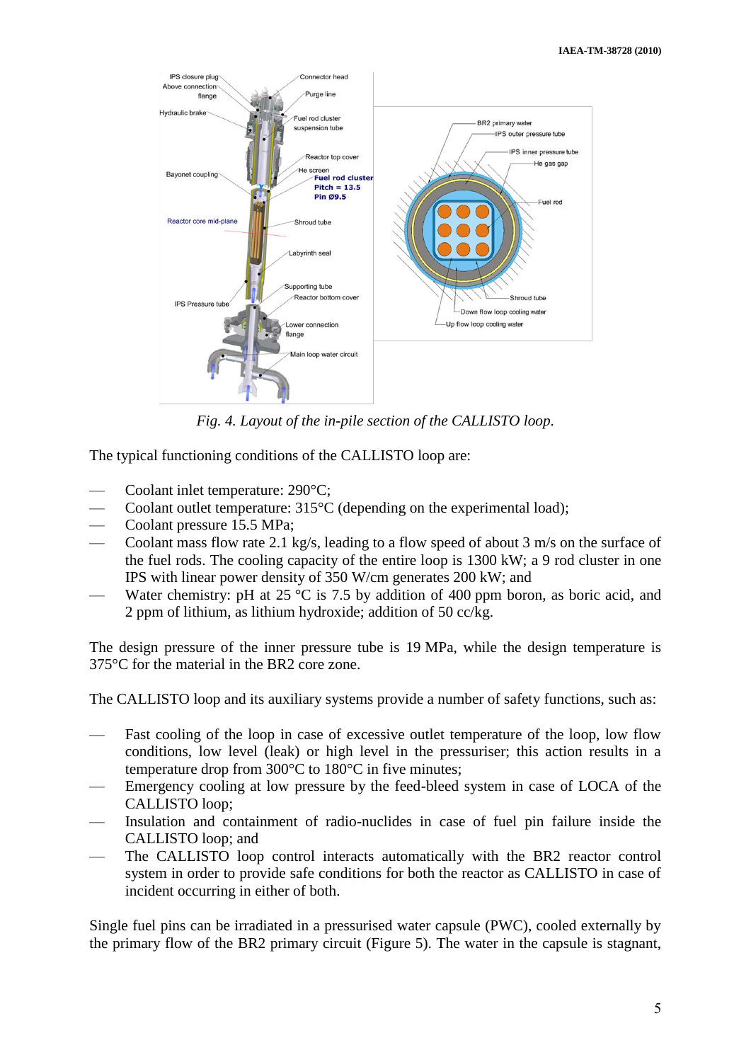*Fig. 4. Layout of the in-pile section of the CALLISTO loop.*

The typical functioning conditions of the CALLISTO loop are:

- Coolant inlet temperature: 290°C;
- Coolant outlet temperature: 315°C (depending on the experimental load);
- Coolant pressure 15.5 MPa;
- Coolant mass flow rate 2.1 kg/s, leading to a flow speed of about 3 m/s on the surface of the fuel rods. The cooling capacity of the entire loop is 1300 kW; a 9 rod cluster in one IPS with linear power density of 350 W/cm generates 200 kW; and
- Water chemistry: pH at 25 °C is 7.5 by addition of 400 ppm boron, as boric acid, and 2 ppm of lithium, as lithium hydroxide; addition of 50 cc/kg.

The design pressure of the inner pressure tube is 19 MPa, while the design temperature is 375°C for the material in the BR2 core zone.

The CALLISTO loop and its auxiliary systems provide a number of safety functions, such as:

- Fast cooling of the loop in case of excessive outlet temperature of the loop, low flow conditions, low level (leak) or high level in the pressuriser; this action results in a temperature drop from 300°C to 180°C in five minutes;
- Emergency cooling at low pressure by the feed-bleed system in case of LOCA of the CALLISTO loop;
- Insulation and containment of radio-nuclides in case of fuel pin failure inside the CALLISTO loop; and
- The CALLISTO loop control interacts automatically with the BR2 reactor control system in order to provide safe conditions for both the reactor as CALLISTO in case of incident occurring in either of both.

Single fuel pins can be irradiated in a pressurised water capsule (PWC), cooled externally by the primary flow of the BR2 primary circuit (Figure 5). The water in the capsule is stagnant,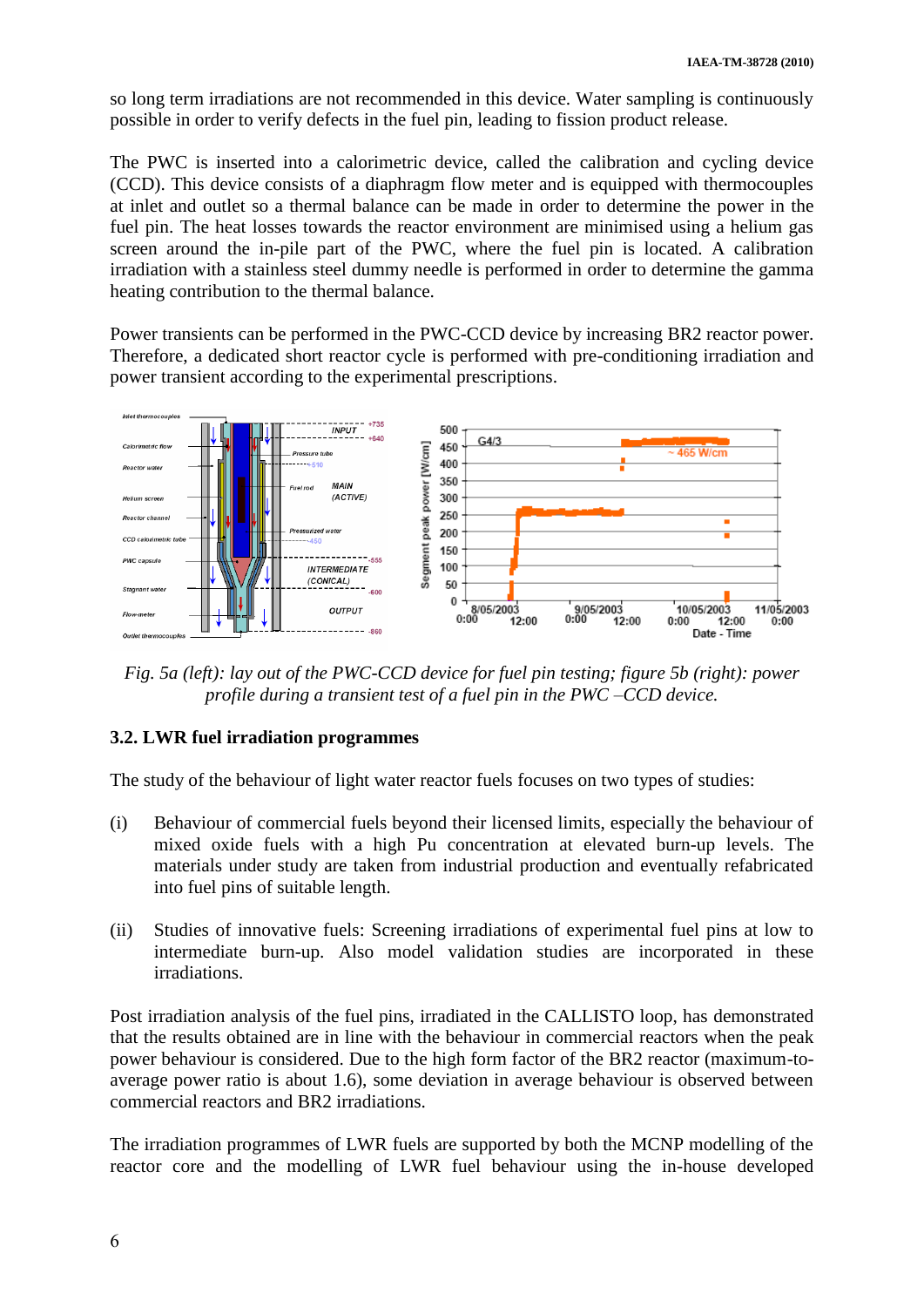so long term irradiations are not recommended in this device. Water sampling is continuously possible in order to verify defects in the fuel pin, leading to fission product release.

The PWC is inserted into a calorimetric device, called the calibration and cycling device (CCD). This device consists of a diaphragm flow meter and is equipped with thermocouples at inlet and outlet so a thermal balance can be made in order to determine the power in the fuel pin. The heat losses towards the reactor environment are minimised using a helium gas screen around the in-pile part of the PWC, where the fuel pin is located. A calibration irradiation with a stainless steel dummy needle is performed in order to determine the gamma heating contribution to the thermal balance.

Power transients can be performed in the PWC-CCD device by increasing BR2 reactor power. Therefore, a dedicated short reactor cycle is performed with pre-conditioning irradiation and power transient according to the experimental prescriptions.

*Fig. 5a (left): lay out of the PWC-CCD device for fuel pin testing; figure 5b (right): power profile during a transient test of a fuel pin in the PWC –CCD device.*

### 3.2. LWR fuel irradiation programmes

The study of the behaviour of light water reactor fuels focuses on two types of studies:

(i) Behaviour of commercial fuels beyond their licensed limits, especially the behaviour of mixed oxide fuels with a high Pu concentration at elevated burn-up levels. The materials under study are taken from industrial production and eventually refabricated into fuel pins of suitable length.

(ii) Studies of innovative fuels: Screening irradiations of experimental fuel pins at low to intermediate burn-up. Also model validation studies are incorporated in these irradiations.

Post irradiation analysis of the fuel pins, irradiated in the CALLISTO loop, has demonstrated that the results obtained are in line with the behaviour in commercial reactors when the peak power behaviour is considered. Due to the high form factor of the BR2 reactor (maximum-to-average power ratio is about 1.6), some deviation in average behaviour is observed between commercial reactors and BR2 irradiations.

The irradiation programmes of LWR fuels are supported by both the MCNP modelling of the reactor core and the modelling of LWR fuel behaviour using the in-house developed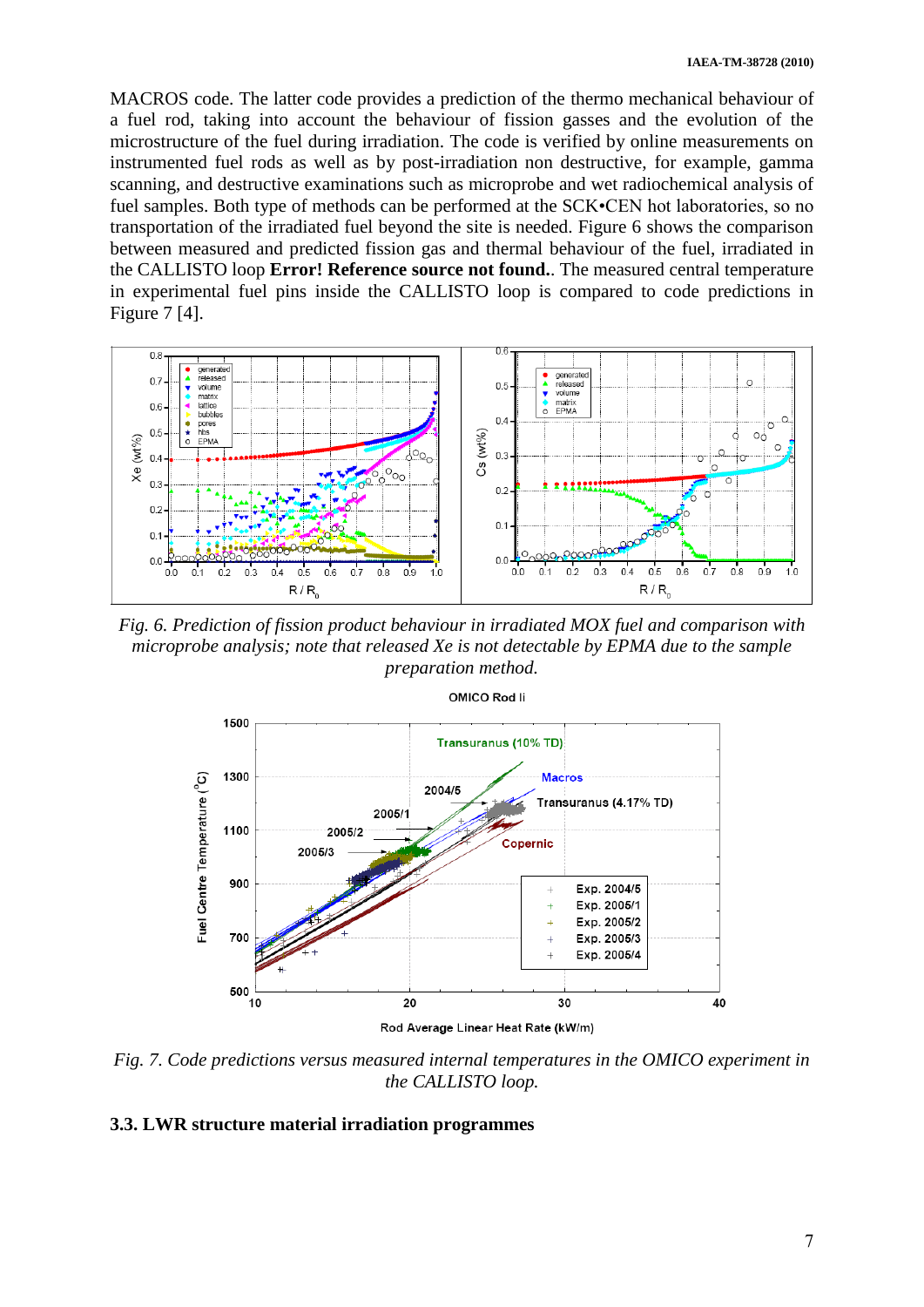MACROS code. The latter code provides a prediction of the thermo mechanical behaviour of a fuel rod, taking into account the behaviour of fission gasses and the evolution of the microstructure of the fuel during irradiation. The code is verified by online measurements on instrumented fuel rods as well as by post-irradiation non destructive, for example, gamma scanning, and destructive examinations such as microprobe and wet radiochemical analysis of fuel samples. Both type of methods can be performed at the SCK•CEN hot laboratories, so no transportation of the irradiated fuel beyond the site is needed. Figure 6 shows the comparison between measured and predicted fission gas and thermal behaviour of the fuel, irradiated in the CALLISTO loop **Error! Reference source not found.**. The measured central temperature in experimental fuel pins inside the CALLISTO loop is compared to code predictions in Figure 7 [4].

*Fig. 6. Prediction of fission product behaviour in irradiated MOX fuel and comparison with microprobe analysis; note that released Xe is not detectable by EPMA due to the sample preparation method.*

*Fig. 7. Code predictions versus measured internal temperatures in the OMICO experiment in the CALLISTO loop.*

### 3.3. LWR structure material irradiation programmes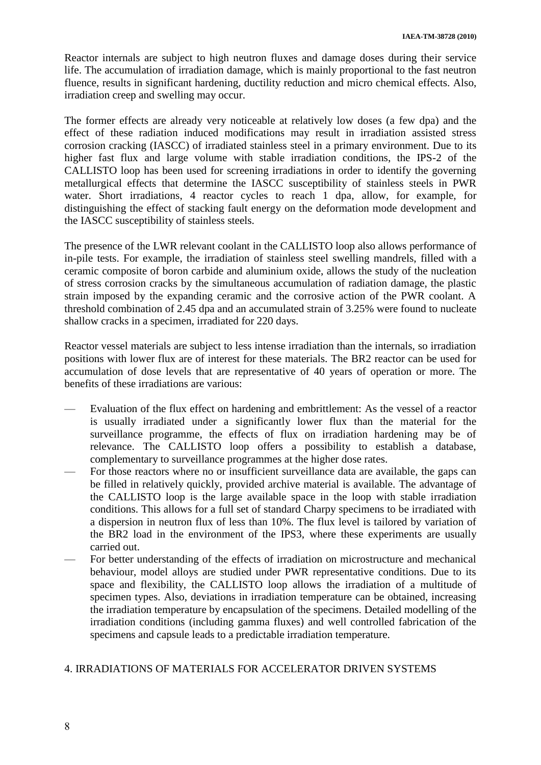Reactor internals are subject to high neutron fluxes and damage doses during their service life. The accumulation of irradiation damage, which is mainly proportional to the fast neutron fluence, results in significant hardening, ductility reduction and micro chemical effects. Also, irradiation creep and swelling may occur.

The former effects are already very noticeable at relatively low doses (a few dpa) and the effect of these radiation induced modifications may result in irradiation assisted stress corrosion cracking (IASCC) of irradiated stainless steel in a primary environment. Due to its higher fast flux and large volume with stable irradiation conditions, the IPS-2 of the CALLISTO loop has been used for screening irradiations in order to identify the governing metallurgical effects that determine the IASCC susceptibility of stainless steels in PWR water. Short irradiations, 4 reactor cycles to reach 1 dpa, allow, for example, for distinguishing the effect of stacking fault energy on the deformation mode development and the IASCC susceptibility of stainless steels.

The presence of the LWR relevant coolant in the CALLISTO loop also allows performance of in-pile tests. For example, the irradiation of stainless steel swelling mandrels, filled with a ceramic composite of boron carbide and aluminium oxide, allows the study of the nucleation of stress corrosion cracks by the simultaneous accumulation of radiation damage, the plastic strain imposed by the expanding ceramic and the corrosive action of the PWR coolant. A threshold combination of 2.45 dpa and an accumulated strain of 3.25% were found to nucleate shallow cracks in a specimen, irradiated for 220 days.

Reactor vessel materials are subject to less intense irradiation than the internals, so irradiation positions with lower flux are of interest for these materials. The BR2 reactor can be used for accumulation of dose levels that are representative of 40 years of operation or more. The benefits of these irradiations are various:

- Evaluation of the flux effect on hardening and embrittlement: As the vessel of a reactor is usually irradiated under a significantly lower flux than the material for the surveillance programme, the effects of flux on irradiation hardening may be of relevance. The CALLISTO loop offers a possibility to establish a database, complementary to surveillance programmes at the higher dose rates.
- For those reactors where no or insufficient surveillance data are available, the gaps can be filled in relatively quickly, provided archive material is available. The advantage of the CALLISTO loop is the large available space in the loop with stable irradiation conditions. This allows for a full set of standard Charpy specimens to be irradiated with a dispersion in neutron flux of less than 10%. The flux level is tailored by variation of the BR2 load in the environment of the IPS3, where these experiments are usually carried out.
- For better understanding of the effects of irradiation on microstructure and mechanical behaviour, model alloys are studied under PWR representative conditions. Due to its space and flexibility, the CALLISTO loop allows the irradiation of a multitude of specimen types. Also, deviations in irradiation temperature can be obtained, increasing the irradiation temperature by encapsulation of the specimens. Detailed modelling of the irradiation conditions (including gamma fluxes) and well controlled fabrication of the specimens and capsule leads to a predictable irradiation temperature.

## 4. IRRADIATIONS OF MATERIALS FOR ACCELERATOR DRIVEN SYSTEMS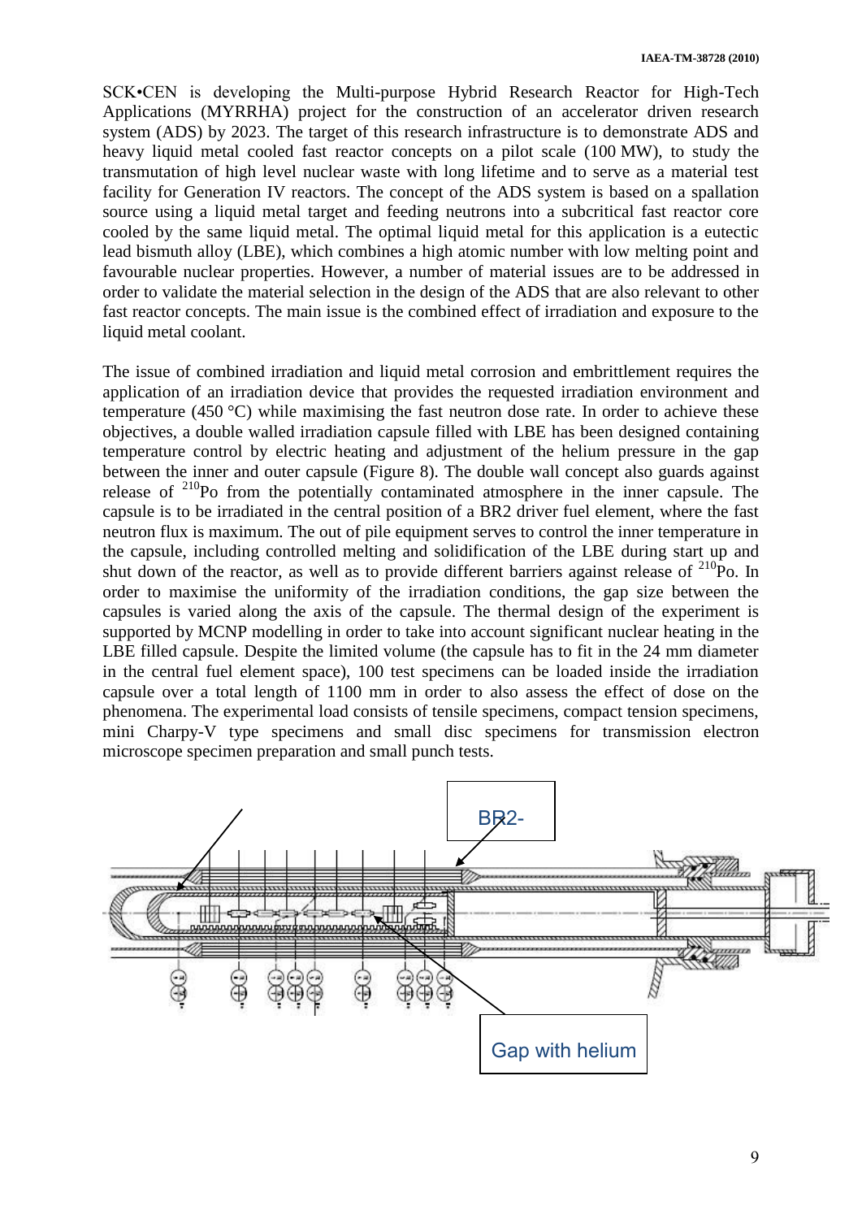SCK•CEN is developing the Multi-purpose Hybrid Research Reactor for High-Tech Applications (MYRRHA) project for the construction of an accelerator driven research system (ADS) by 2023. The target of this research infrastructure is to demonstrate ADS and heavy liquid metal cooled fast reactor concepts on a pilot scale (100 MW), to study the transmutation of high level nuclear waste with long lifetime and to serve as a material test facility for Generation IV reactors. The concept of the ADS system is based on a spallation source using a liquid metal target and feeding neutrons into a subcritical fast reactor core cooled by the same liquid metal. The optimal liquid metal for this application is a eutectic lead bismuth alloy (LBE), which combines a high atomic number with low melting point and favourable nuclear properties. However, a number of material issues are to be addressed in order to validate the material selection in the design of the ADS that are also relevant to other fast reactor concepts. The main issue is the combined effect of irradiation and exposure to the liquid metal coolant.

The issue of combined irradiation and liquid metal corrosion and embrittlement requires the application of an irradiation device that provides the requested irradiation environment and temperature (450 °C) while maximising the fast neutron dose rate. In order to achieve these objectives, a double walled irradiation capsule filled with LBE has been designed containing temperature control by electric heating and adjustment of the helium pressure in the gap between the inner and outer capsule (Figure 8). The double wall concept also guards against release of $^{210}$Po from the potentially contaminated atmosphere in the inner capsule. The capsule is to be irradiated in the central position of a BR2 driver fuel element, where the fast neutron flux is maximum. The out of pile equipment serves to control the inner temperature in the capsule, including controlled melting and solidification of the LBE during start up and shut down of the reactor, as well as to provide different barriers against release of $^{210}$Po. In order to maximise the uniformity of the irradiation conditions, the gap size between the capsules is varied along the axis of the capsule. The thermal design of the experiment is supported by MCNP modelling in order to take into account significant nuclear heating in the LBE filled capsule. Despite the limited volume (the capsule has to fit in the 24 mm diameter in the central fuel element space), 100 test specimens can be loaded inside the irradiation capsule over a total length of 1100 mm in order to also assess the effect of dose on the phenomena. The experimental load consists of tensile specimens, compact tension specimens, mini Charpy-V type specimens and small disc specimens for transmission electron microscope specimen preparation and small punch tests.

BR2-

Gap with helium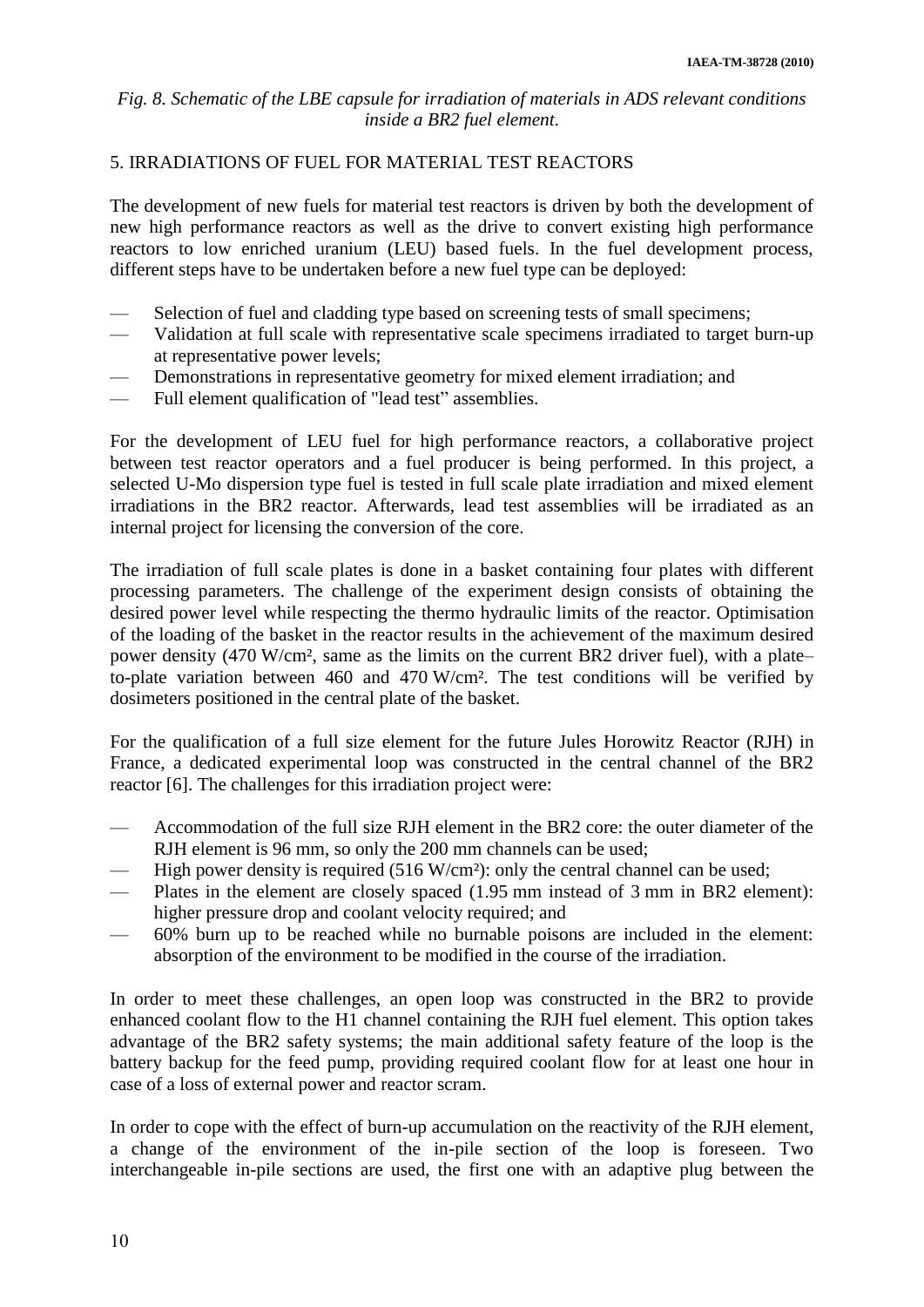*Fig. 8. Schematic of the LBE capsule for irradiation of materials in ADS relevant conditions inside a BR2 fuel element.*

## 5. IRRADIATIONS OF FUEL FOR MATERIAL TEST REACTORS

The development of new fuels for material test reactors is driven by both the development of new high performance reactors as well as the drive to convert existing high performance reactors to low enriched uranium (LEU) based fuels. In the fuel development process, different steps have to be undertaken before a new fuel type can be deployed:

- Selection of fuel and cladding type based on screening tests of small specimens;
- Validation at full scale with representative scale specimens irradiated to target burn-up at representative power levels;
- Demonstrations in representative geometry for mixed element irradiation; and
- Full element qualification of "lead test" assemblies.

For the development of LEU fuel for high performance reactors, a collaborative project between test reactor operators and a fuel producer is being performed. In this project, a selected U-Mo dispersion type fuel is tested in full scale plate irradiation and mixed element irradiations in the BR2 reactor. Afterwards, lead test assemblies will be irradiated as an internal project for licensing the conversion of the core.

The irradiation of full scale plates is done in a basket containing four plates with different processing parameters. The challenge of the experiment design consists of obtaining the desired power level while respecting the thermo hydraulic limits of the reactor. Optimisation of the loading of the basket in the reactor results in the achievement of the maximum desired power density (470 W/cm², same as the limits on the current BR2 driver fuel), with a plate–to-plate variation between 460 and 470 W/cm². The test conditions will be verified by dosimeters positioned in the central plate of the basket.

For the qualification of a full size element for the future Jules Horowitz Reactor (RJH) in France, a dedicated experimental loop was constructed in the central channel of the BR2 reactor [6]. The challenges for this irradiation project were:

- Accommodation of the full size RJH element in the BR2 core: the outer diameter of the RJH element is 96 mm, so only the 200 mm channels can be used;
- High power density is required (516 W/cm²): only the central channel can be used;
- Plates in the element are closely spaced (1.95 mm instead of 3 mm in BR2 element): higher pressure drop and coolant velocity required; and
- 60% burn up to be reached while no burnable poisons are included in the element: absorption of the environment to be modified in the course of the irradiation.

In order to meet these challenges, an open loop was constructed in the BR2 to provide enhanced coolant flow to the H1 channel containing the RJH fuel element. This option takes advantage of the BR2 safety systems; the main additional safety feature of the loop is the battery backup for the feed pump, providing required coolant flow for at least one hour in case of a loss of external power and reactor scram.

In order to cope with the effect of burn-up accumulation on the reactivity of the RJH element, a change of the environment of the in-pile section of the loop is foreseen. Two interchangeable in-pile sections are used, the first one with an adaptive plug between the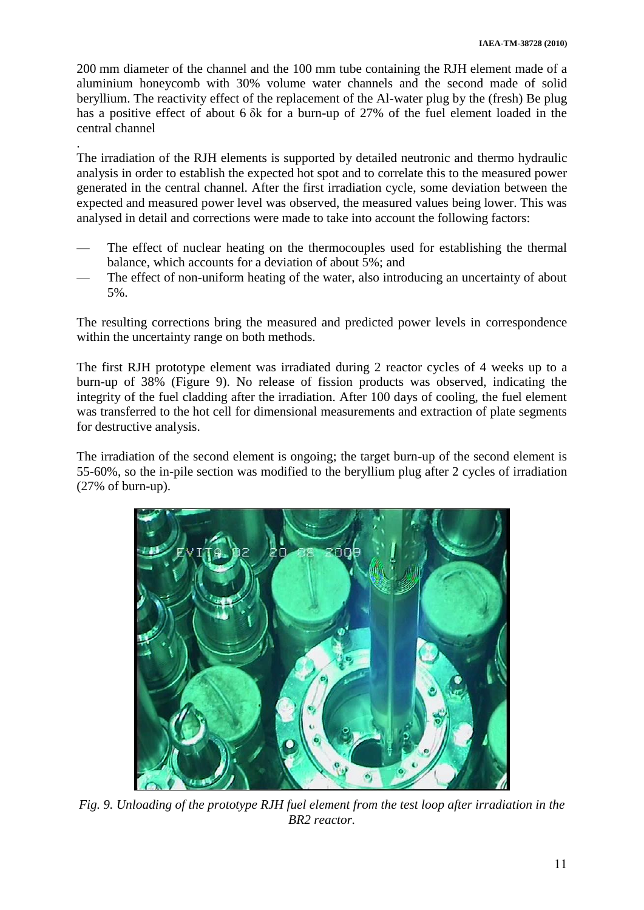200 mm diameter of the channel and the 100 mm tube containing the RJH element made of a aluminium honeycomb with 30% volume water channels and the second made of solid beryllium. The reactivity effect of the replacement of the Al-water plug by the (fresh) Be plug has a positive effect of about 6 $\delta$k for a burn-up of 27% of the fuel element loaded in the central channel

.

The irradiation of the RJH elements is supported by detailed neutronic and thermo hydraulic analysis in order to establish the expected hot spot and to correlate this to the measured power generated in the central channel. After the first irradiation cycle, some deviation between the expected and measured power level was observed, the measured values being lower. This was analysed in detail and corrections were made to take into account the following factors:

- The effect of nuclear heating on the thermocouples used for establishing the thermal balance, which accounts for a deviation of about 5%; and
- The effect of non-uniform heating of the water, also introducing an uncertainty of about 5%.

The resulting corrections bring the measured and predicted power levels in correspondence within the uncertainty range on both methods.

The first RJH prototype element was irradiated during 2 reactor cycles of 4 weeks up to a burn-up of 38% (Figure 9). No release of fission products was observed, indicating the integrity of the fuel cladding after the irradiation. After 100 days of cooling, the fuel element was transferred to the hot cell for dimensional measurements and extraction of plate segments for destructive analysis.

The irradiation of the second element is ongoing; the target burn-up of the second element is 55-60%, so the in-pile section was modified to the beryllium plug after 2 cycles of irradiation (27% of burn-up).

*Fig. 9. Unloading of the prototype RJH fuel element from the test loop after irradiation in the BR2 reactor.*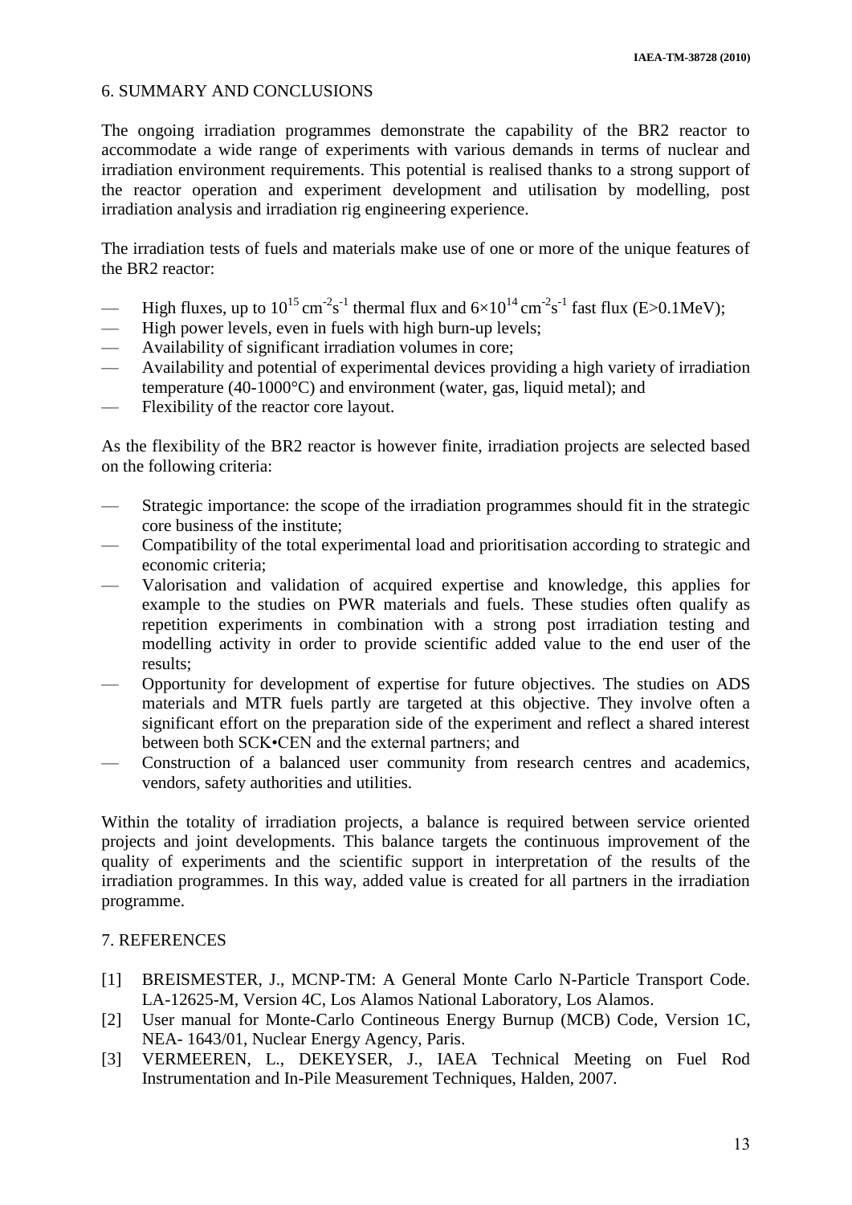## 6. SUMMARY AND CONCLUSIONS

The ongoing irradiation programmes demonstrate the capability of the BR2 reactor to accommodate a wide range of experiments with various demands in terms of nuclear and irradiation environment requirements. This potential is realised thanks to a strong support of the reactor operation and experiment development and utilisation by modelling, post irradiation analysis and irradiation rig engineering experience.

The irradiation tests of fuels and materials make use of one or more of the unique features of the BR2 reactor:

- High fluxes, up to $10^{15}$ cm$^{-2}$s$^{-1}$ thermal flux and $6{\times}10^{14}$ cm$^{-2}$s$^{-1}$ fast flux (E>0.1MeV);
- High power levels, even in fuels with high burn-up levels;
- Availability of significant irradiation volumes in core;
- Availability and potential of experimental devices providing a high variety of irradiation temperature (40-1000°C) and environment (water, gas, liquid metal); and
- Flexibility of the reactor core layout.

As the flexibility of the BR2 reactor is however finite, irradiation projects are selected based on the following criteria:

- Strategic importance: the scope of the irradiation programmes should fit in the strategic core business of the institute;
- Compatibility of the total experimental load and prioritisation according to strategic and economic criteria;
- Valorisation and validation of acquired expertise and knowledge, this applies for example to the studies on PWR materials and fuels. These studies often qualify as repetition experiments in combination with a strong post irradiation testing and modelling activity in order to provide scientific added value to the end user of the results;
- Opportunity for development of expertise for future objectives. The studies on ADS materials and MTR fuels partly are targeted at this objective. They involve often a significant effort on the preparation side of the experiment and reflect a shared interest between both SCK•CEN and the external partners; and
- Construction of a balanced user community from research centres and academics, vendors, safety authorities and utilities.

Within the totality of irradiation projects, a balance is required between service oriented projects and joint developments. This balance targets the continuous improvement of the quality of experiments and the scientific support in interpretation of the results of the irradiation programmes. In this way, added value is created for all partners in the irradiation programme.

## 7. REFERENCES

[1] BREISMESTER, J., MCNP-TM: A General Monte Carlo N-Particle Transport Code. LA-12625-M, Version 4C, Los Alamos National Laboratory, Los Alamos.

[2] User manual for Monte-Carlo Contineous Energy Burnup (MCB) Code, Version 1C, NEA- 1643/01, Nuclear Energy Agency, Paris.

[3] VERMEEREN, L., DEKEYSER, J., IAEA Technical Meeting on Fuel Rod Instrumentation and In-Pile Measurement Techniques, Halden, 2007.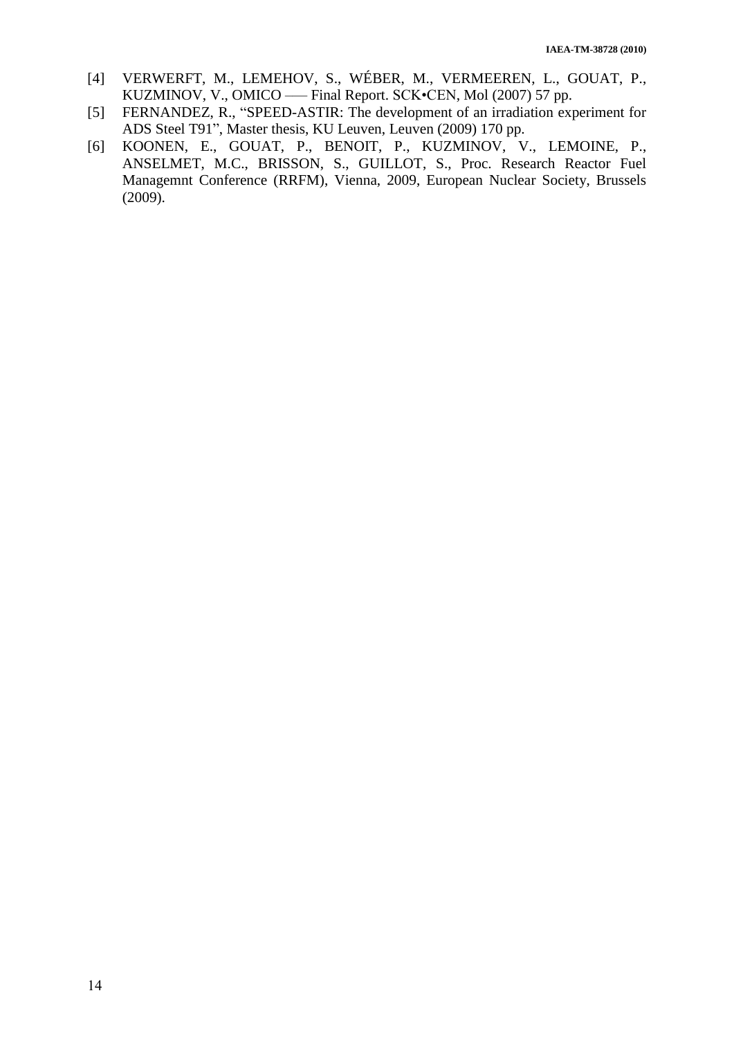[4] VERWERFT, M., LEMEHOV, S., WÉBER, M., VERMEEREN, L., GOUAT, P., KUZMINOV, V., OMICO — Final Report. SCK•CEN, Mol (2007) 57 pp.

[5] FERNANDEZ, R., “SPEED-ASTIR: The development of an irradiation experiment for ADS Steel T91”, Master thesis, KU Leuven, Leuven (2009) 170 pp.

[6] KOONEN, E., GOUAT, P., BENOIT, P., KUZMINOV, V., LEMOINE, P., ANSELMET, M.C., BRISSON, S., GUILLOT, S., Proc. Research Reactor Fuel Managemnt Conference (RRFM), Vienna, 2009, European Nuclear Society, Brussels (2009).